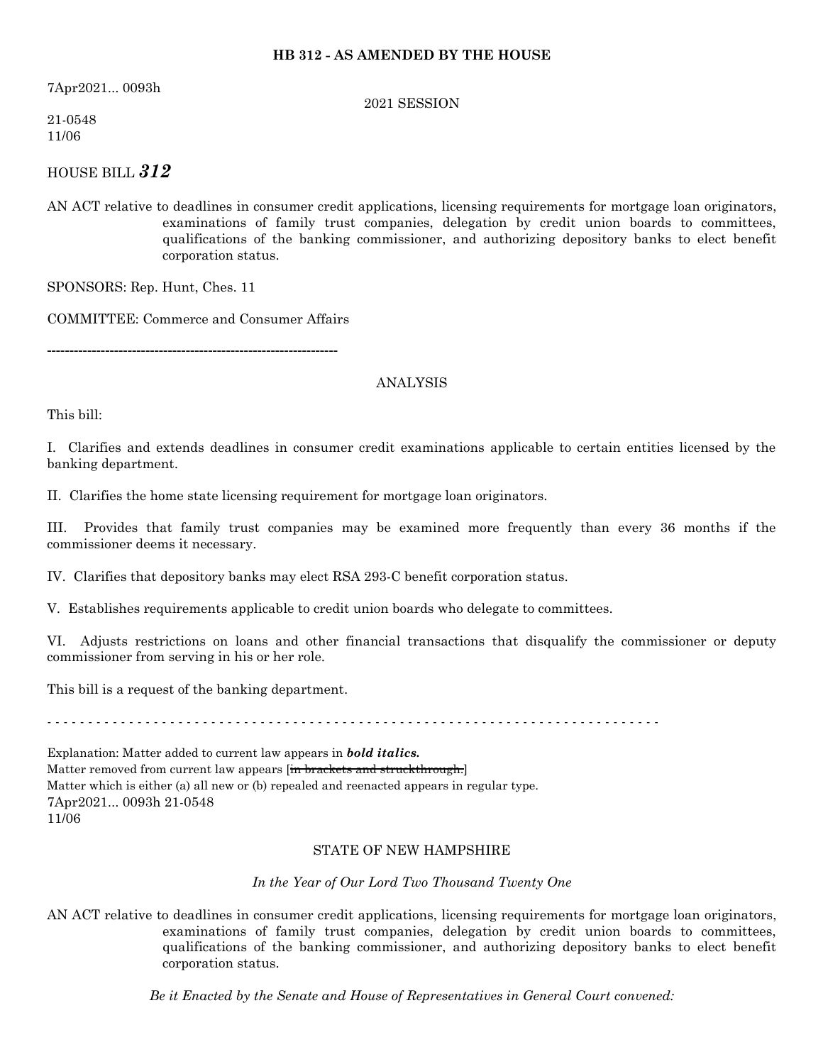**HB 312 - AS AMENDED BY THE HOUSE**

7Apr2021... 0093h

2021 SESSION

21-0548
11/06

HOUSE BILL ***312***

AN ACT relative to deadlines in consumer credit applications, licensing requirements for mortgage loan originators, examinations of family trust companies, delegation by credit union boards to committees, qualifications of the banking commissioner, and authorizing depository banks to elect benefit corporation status.

SPONSORS: Rep. Hunt, Ches. 11

COMMITTEE: Commerce and Consumer Affairs

-----------------------------------------------------------------

ANALYSIS

This bill:

I. Clarifies and extends deadlines in consumer credit examinations applicable to certain entities licensed by the banking department.

II. Clarifies the home state licensing requirement for mortgage loan originators.

III. Provides that family trust companies may be examined more frequently than every 36 months if the commissioner deems it necessary.

IV. Clarifies that depository banks may elect RSA 293-C benefit corporation status.

V. Establishes requirements applicable to credit union boards who delegate to committees.

VI. Adjusts restrictions on loans and other financial transactions that disqualify the commissioner or deputy commissioner from serving in his or her role.

This bill is a request of the banking department.

- - - - - - - - - - - - - - - - - - - - - - - - - - - - - - - - - - - - - - - - - - - - - - - - - - - - - - - - - - - - - - - - - - - - - - - - - - -

Explanation: Matter added to current law appears in ***bold italics.***
Matter removed from current law appears [~~in brackets and struckthrough.~~]
Matter which is either (a) all new or (b) repealed and reenacted appears in regular type.
7Apr2021... 0093h 21-0548
11/06

STATE OF NEW HAMPSHIRE

*In the Year of Our Lord Two Thousand Twenty One*

AN ACT relative to deadlines in consumer credit applications, licensing requirements for mortgage loan originators, examinations of family trust companies, delegation by credit union boards to committees, qualifications of the banking commissioner, and authorizing depository banks to elect benefit corporation status.

*Be it Enacted by the Senate and House of Representatives in General Court convened:*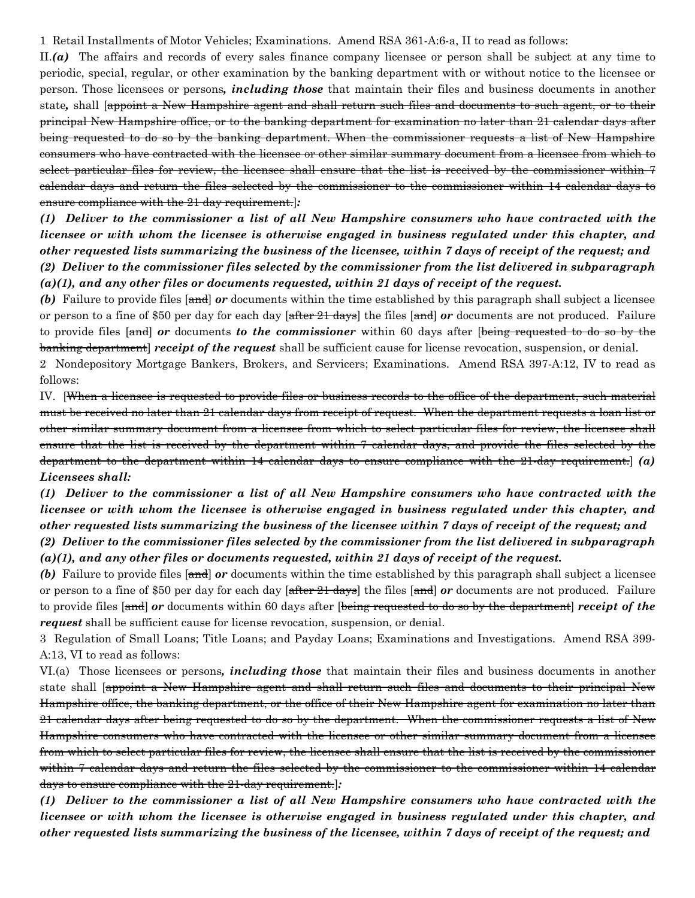1 Retail Installments of Motor Vehicles; Examinations. Amend RSA 361-A:6-a, II to read as follows:

II.***(a)*** The affairs and records of every sales finance company licensee or person shall be subject at any time to periodic, special, regular, or other examination by the banking department with or without notice to the licensee or person. Those licensees or persons***, including those*** that maintain their files and business documents in another state***,*** shall [~~appoint a New Hampshire agent and shall return such files and documents to such agent, or to their principal New Hampshire office, or to the banking department for examination no later than 21 calendar days after being requested to do so by the banking department. When the commissioner requests a list of New Hampshire consumers who have contracted with the licensee or other similar summary document from a licensee from which to select particular files for review, the licensee shall ensure that the list is received by the commissioner within 7 calendar days and return the files selected by the commissioner to the commissioner within 14 calendar days to ensure compliance with the 21 day requirement.~~]***:***

***(1) Deliver to the commissioner a list of all New Hampshire consumers who have contracted with the licensee or with whom the licensee is otherwise engaged in business regulated under this chapter, and other requested lists summarizing the business of the licensee, within 7 days of receipt of the request; and***

***(2) Deliver to the commissioner files selected by the commissioner from the list delivered in subparagraph (a)(1), and any other files or documents requested, within 21 days of receipt of the request.***

***(b)*** Failure to provide files [~~and~~] ***or*** documents within the time established by this paragraph shall subject a licensee or person to a fine of $50 per day for each day [~~after 21 days~~] the files [~~and~~] ***or*** documents are not produced. Failure to provide files [~~and~~] ***or*** documents ***to the commissioner*** within 60 days after [~~being requested to do so by the banking department~~] ***receipt of the request*** shall be sufficient cause for license revocation, suspension, or denial.

2 Nondepository Mortgage Bankers, Brokers, and Servicers; Examinations. Amend RSA 397-A:12, IV to read as follows:

IV. [~~When a licensee is requested to provide files or business records to the office of the department, such material must be received no later than 21 calendar days from receipt of request. When the department requests a loan list or other similar summary document from a licensee from which to select particular files for review, the licensee shall ensure that the list is received by the department within 7 calendar days, and provide the files selected by the department to the department within 14 calendar days to ensure compliance with the 21-day requirement.~~] ***(a) Licensees shall:***

***(1) Deliver to the commissioner a list of all New Hampshire consumers who have contracted with the licensee or with whom the licensee is otherwise engaged in business regulated under this chapter, and other requested lists summarizing the business of the licensee within 7 days of receipt of the request; and***

***(2) Deliver to the commissioner files selected by the commissioner from the list delivered in subparagraph (a)(1), and any other files or documents requested, within 21 days of receipt of the request.***

***(b)*** Failure to provide files [~~and~~] ***or*** documents within the time established by this paragraph shall subject a licensee or person to a fine of $50 per day for each day [~~after 21 days~~] the files [~~and~~] ***or*** documents are not produced. Failure to provide files [~~and~~] ***or*** documents within 60 days after [~~being requested to do so by the department~~] ***receipt of the request*** shall be sufficient cause for license revocation, suspension, or denial.

3 Regulation of Small Loans; Title Loans; and Payday Loans; Examinations and Investigations. Amend RSA 399-A:13, VI to read as follows:

VI.(a) Those licensees or persons***, including those*** that maintain their files and business documents in another state shall [~~appoint a New Hampshire agent and shall return such files and documents to their principal New Hampshire office, the banking department, or the office of their New Hampshire agent for examination no later than 21 calendar days after being requested to do so by the department. When the commissioner requests a list of New Hampshire consumers who have contracted with the licensee or other similar summary document from a licensee from which to select particular files for review, the licensee shall ensure that the list is received by the commissioner within 7 calendar days and return the files selected by the commissioner to the commissioner within 14 calendar days to ensure compliance with the 21-day requirement.~~]***:***

***(1) Deliver to the commissioner a list of all New Hampshire consumers who have contracted with the licensee or with whom the licensee is otherwise engaged in business regulated under this chapter, and other requested lists summarizing the business of the licensee, within 7 days of receipt of the request; and***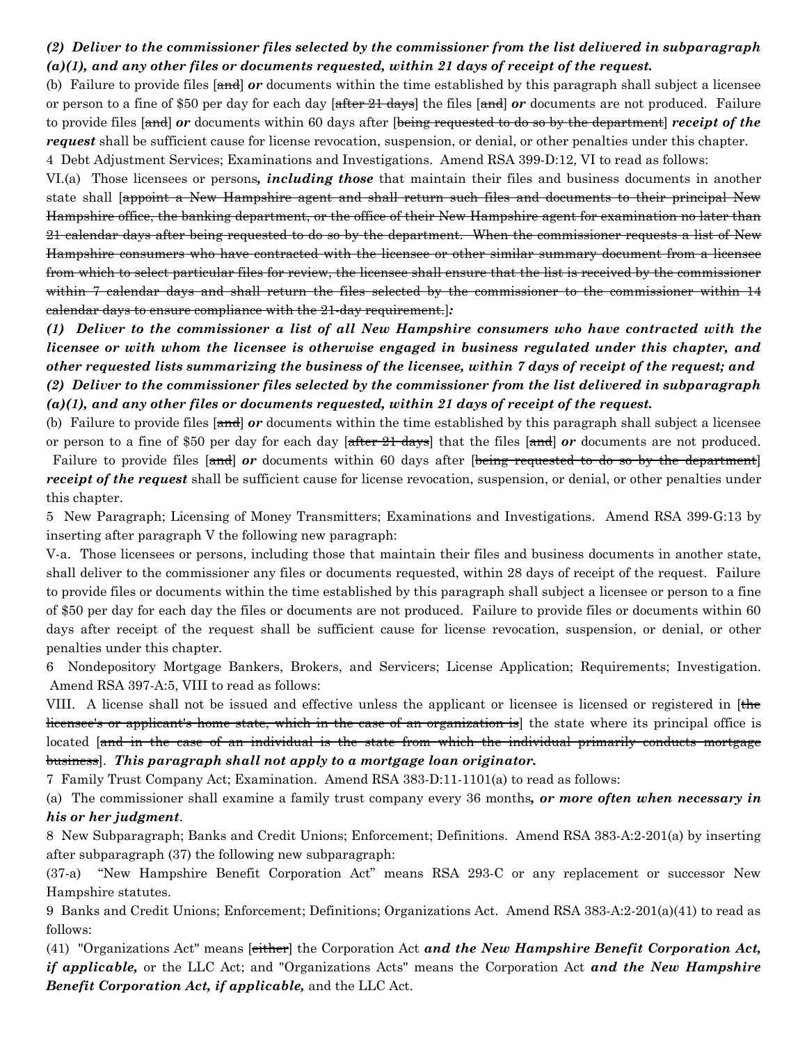***(2) Deliver to the commissioner files selected by the commissioner from the list delivered in subparagraph (a)(1), and any other files or documents requested, within 21 days of receipt of the request.***

(b) Failure to provide files [~~and~~] ***or*** documents within the time established by this paragraph shall subject a licensee or person to a fine of $50 per day for each day [~~after 21 days~~] the files [~~and~~] ***or*** documents are not produced. Failure to provide files [~~and~~] ***or*** documents within 60 days after [~~being requested to do so by the department~~] ***receipt of the request*** shall be sufficient cause for license revocation, suspension, or denial, or other penalties under this chapter.

4 Debt Adjustment Services; Examinations and Investigations. Amend RSA 399-D:12, VI to read as follows:

VI.(a) Those licensees or persons***, including those*** that maintain their files and business documents in another state shall [~~appoint a New Hampshire agent and shall return such files and documents to their principal New Hampshire office, the banking department, or the office of their New Hampshire agent for examination no later than 21 calendar days after being requested to do so by the department. When the commissioner requests a list of New Hampshire consumers who have contracted with the licensee or other similar summary document from a licensee from which to select particular files for review, the licensee shall ensure that the list is received by the commissioner within 7 calendar days and shall return the files selected by the commissioner to the commissioner within 14 calendar days to ensure compliance with the 21-day requirement.~~]***:***

***(1) Deliver to the commissioner a list of all New Hampshire consumers who have contracted with the licensee or with whom the licensee is otherwise engaged in business regulated under this chapter, and other requested lists summarizing the business of the licensee, within 7 days of receipt of the request; and***

***(2) Deliver to the commissioner files selected by the commissioner from the list delivered in subparagraph (a)(1), and any other files or documents requested, within 21 days of receipt of the request.***

(b) Failure to provide files [~~and~~] ***or*** documents within the time established by this paragraph shall subject a licensee or person to a fine of $50 per day for each day [~~after 21 days~~] that the files [~~and~~] ***or*** documents are not produced. Failure to provide files [~~and~~] ***or*** documents within 60 days after [~~being requested to do so by the department~~] ***receipt of the request*** shall be sufficient cause for license revocation, suspension, or denial, or other penalties under this chapter.

5 New Paragraph; Licensing of Money Transmitters; Examinations and Investigations. Amend RSA 399-G:13 by inserting after paragraph V the following new paragraph:

V-a. Those licensees or persons, including those that maintain their files and business documents in another state, shall deliver to the commissioner any files or documents requested, within 28 days of receipt of the request. Failure to provide files or documents within the time established by this paragraph shall subject a licensee or person to a fine of $50 per day for each day the files or documents are not produced. Failure to provide files or documents within 60 days after receipt of the request shall be sufficient cause for license revocation, suspension, or denial, or other penalties under this chapter.

6 Nondepository Mortgage Bankers, Brokers, and Servicers; License Application; Requirements; Investigation. Amend RSA 397-A:5, VIII to read as follows:

VIII. A license shall not be issued and effective unless the applicant or licensee is licensed or registered in [~~the licensee's or applicant's home state, which in the case of an organization is~~] the state where its principal office is located [~~and in the case of an individual is the state from which the individual primarily conducts mortgage business~~]. ***This paragraph shall not apply to a mortgage loan originator.***

7 Family Trust Company Act; Examination. Amend RSA 383-D:11-1101(a) to read as follows:

(a) The commissioner shall examine a family trust company every 36 months***, or more often when necessary in his or her judgment***.

8 New Subparagraph; Banks and Credit Unions; Enforcement; Definitions. Amend RSA 383-A:2-201(a) by inserting after subparagraph (37) the following new subparagraph:

(37-a) "New Hampshire Benefit Corporation Act" means RSA 293-C or any replacement or successor New Hampshire statutes.

9 Banks and Credit Unions; Enforcement; Definitions; Organizations Act. Amend RSA 383-A:2-201(a)(41) to read as follows:

(41) "Organizations Act" means [~~either~~] the Corporation Act ***and the New Hampshire Benefit Corporation Act, if applicable,*** or the LLC Act; and "Organizations Acts" means the Corporation Act ***and the New Hampshire Benefit Corporation Act, if applicable,*** and the LLC Act.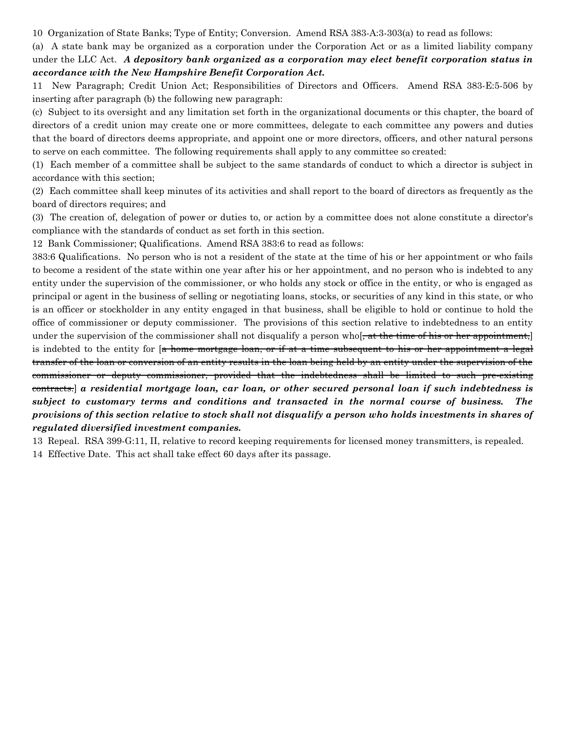10 Organization of State Banks; Type of Entity; Conversion. Amend RSA 383-A:3-303(a) to read as follows:

(a) A state bank may be organized as a corporation under the Corporation Act or as a limited liability company under the LLC Act. ***A depository bank organized as a corporation may elect benefit corporation status in accordance with the New Hampshire Benefit Corporation Act.***

11 New Paragraph; Credit Union Act; Responsibilities of Directors and Officers. Amend RSA 383-E:5-506 by inserting after paragraph (b) the following new paragraph:

(c) Subject to its oversight and any limitation set forth in the organizational documents or this chapter, the board of directors of a credit union may create one or more committees, delegate to each committee any powers and duties that the board of directors deems appropriate, and appoint one or more directors, officers, and other natural persons to serve on each committee. The following requirements shall apply to any committee so created:

(1) Each member of a committee shall be subject to the same standards of conduct to which a director is subject in accordance with this section;

(2) Each committee shall keep minutes of its activities and shall report to the board of directors as frequently as the board of directors requires; and

(3) The creation of, delegation of power or duties to, or action by a committee does not alone constitute a director's compliance with the standards of conduct as set forth in this section.

12 Bank Commissioner; Qualifications. Amend RSA 383:6 to read as follows:

383:6 Qualifications. No person who is not a resident of the state at the time of his or her appointment or who fails to become a resident of the state within one year after his or her appointment, and no person who is indebted to any entity under the supervision of the commissioner, or who holds any stock or office in the entity, or who is engaged as principal or agent in the business of selling or negotiating loans, stocks, or securities of any kind in this state, or who is an officer or stockholder in any entity engaged in that business, shall be eligible to hold or continue to hold the office of commissioner or deputy commissioner. The provisions of this section relative to indebtedness to an entity under the supervision of the commissioner shall not disqualify a person who[~~, at the time of his or her appointment,~~] is indebted to the entity for [~~a home mortgage loan, or if at a time subsequent to his or her appointment a legal transfer of the loan or conversion of an entity results in the loan being held by an entity under the supervision of the commissioner or deputy commissioner, provided that the indebtedness shall be limited to such pre-existing contracts.~~] ***a residential mortgage loan, car loan, or other secured personal loan if such indebtedness is subject to customary terms and conditions and transacted in the normal course of business. The provisions of this section relative to stock shall not disqualify a person who holds investments in shares of regulated diversified investment companies.***

13 Repeal. RSA 399-G:11, II, relative to record keeping requirements for licensed money transmitters, is repealed.

14 Effective Date. This act shall take effect 60 days after its passage.